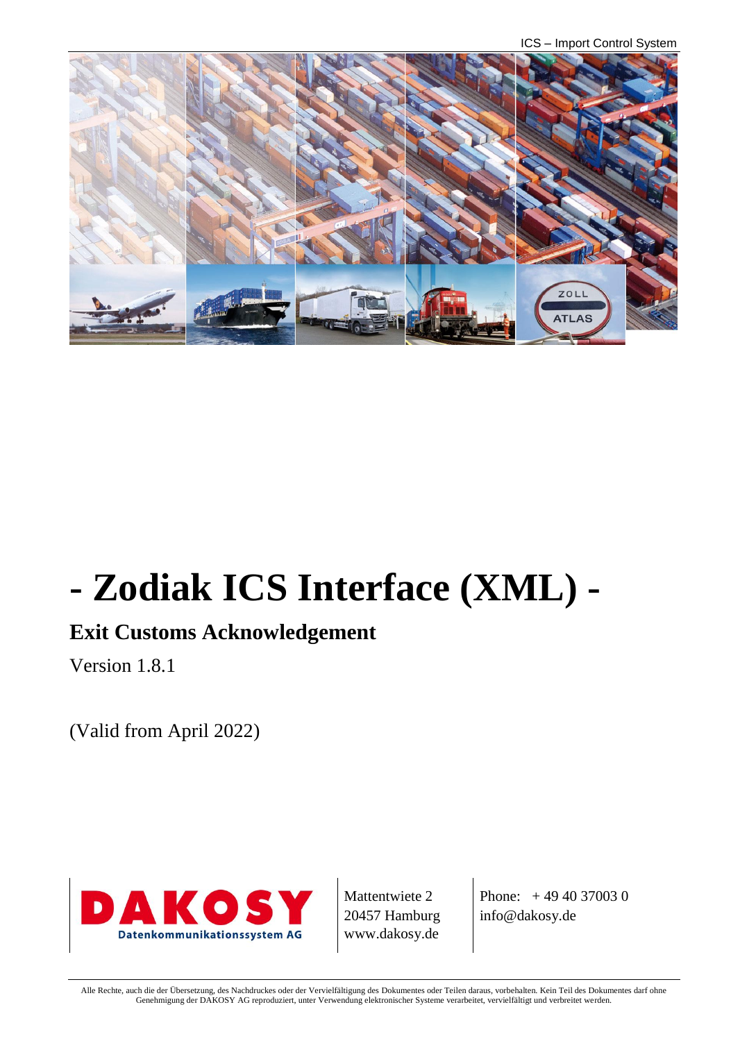# - Zodiak ICS Interface (XML) -

## Exit Customs Acknowledgement

Version 1.8.1

(Valid from April 2022)

| DAKOSY Datenkommunikationssystem AG | Mattentwiete 2<br>20457 Hamburg<br>www.dakosy.de | Phone: + 49 40 37003 0<br>info@dakosy.de |
|---|---|---|

Alle Rechte, auch die der Übersetzung, des Nachdruckes oder der Vervielfältigung des Dokumentes oder Teilen daraus, vorbehalten. Kein Teil des Dokumentes darf ohne Genehmigung der DAKOSY AG reproduziert, unter Verwendung elektronischer Systeme verarbeitet, vervielfältigt und verbreitet werden.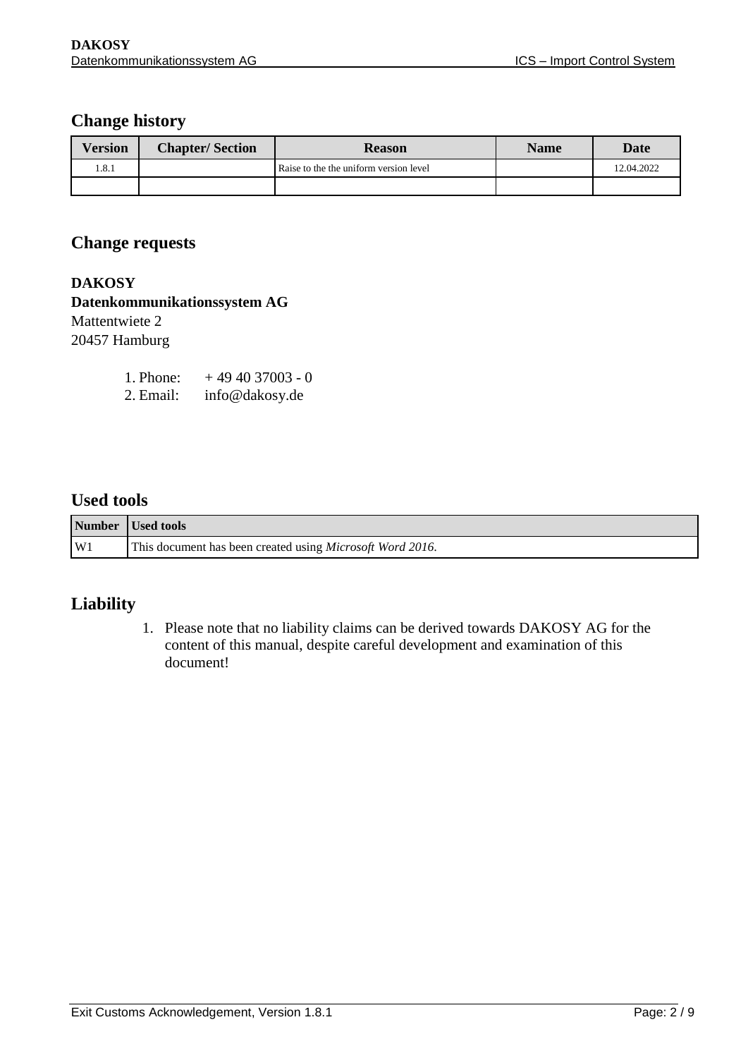## Change history

| Version | Chapter/ Section | Reason | Name | Date |
|---|---|---|---|---|
| 1.8.1 | | Raise to the the uniform version level | | 12.04.2022 |
| | | | | |

## Change requests

**DAKOSY**
**Datenkommunikationssystem AG**
Mattentwiete 2
20457 Hamburg

1. Phone: + 49 40 37003 - 0
2. Email: info@dakosy.de

## Used tools

| Number | Used tools |
|---|---|
| W1 | This document has been created using *Microsoft Word 2016*. |

## Liability

1. Please note that no liability claims can be derived towards DAKOSY AG for the content of this manual, despite careful development and examination of this document!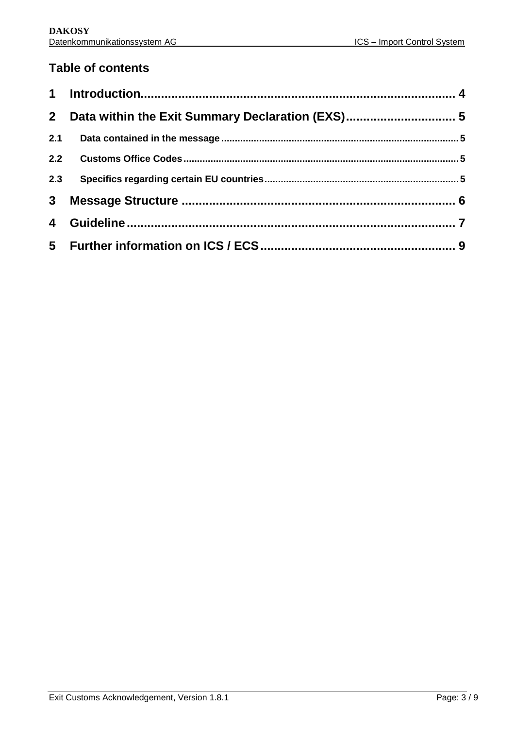## Table of contents

1 Introduction ........................................................................................ 4

2 Data within the Exit Summary Declaration (EXS) ................................ 5

2.1 Data contained in the message ........................................................................................ 5

2.2 Customs Office Codes ........................................................................................................ 5

2.3 Specifics regarding certain EU countries ........................................................................ 5

3 Message Structure ............................................................................... 6

4 Guideline ............................................................................................. 7

5 Further information on ICS / ECS ......................................................... 9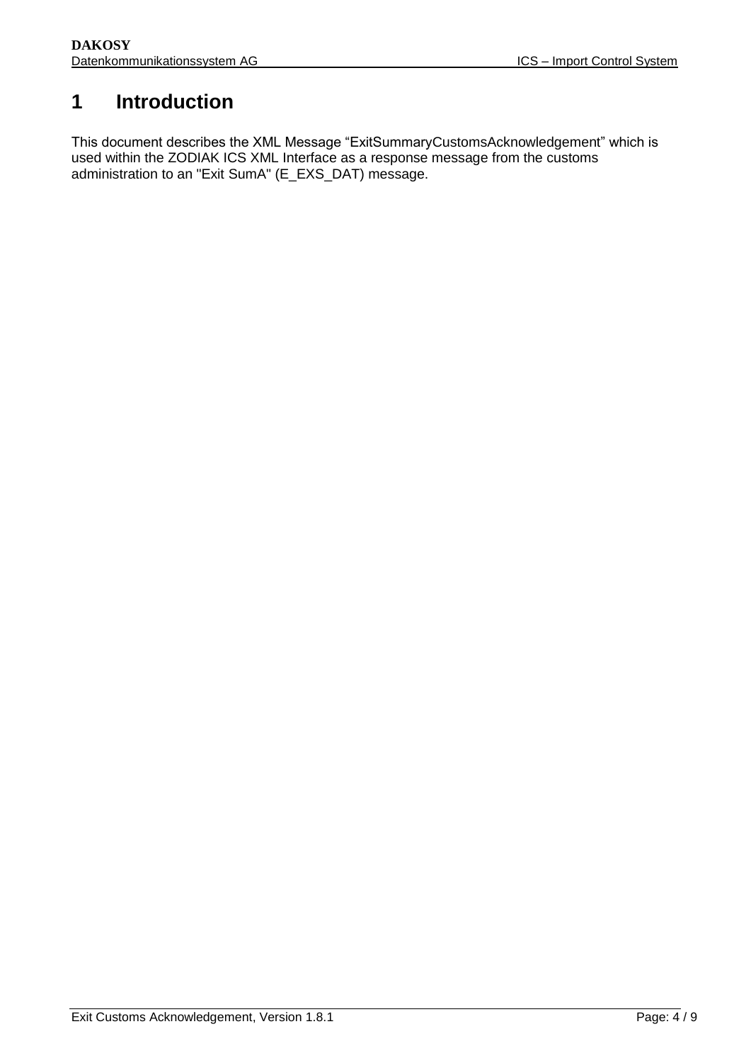# 1 Introduction

This document describes the XML Message “ExitSummaryCustomsAcknowledgement” which is used within the ZODIAK ICS XML Interface as a response message from the customs administration to an "Exit SumA" (E_EXS_DAT) message.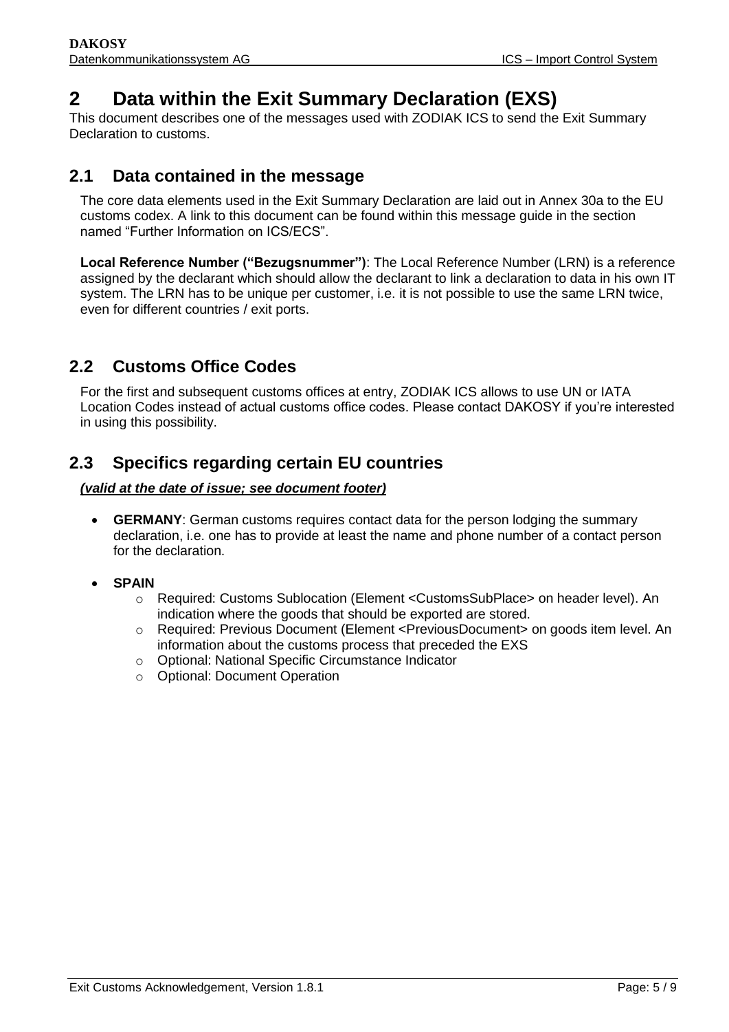# 2 Data within the Exit Summary Declaration (EXS)

This document describes one of the messages used with ZODIAK ICS to send the Exit Summary Declaration to customs.

## 2.1 Data contained in the message

The core data elements used in the Exit Summary Declaration are laid out in Annex 30a to the EU customs codex. A link to this document can be found within this message guide in the section named "Further Information on ICS/ECS".

**Local Reference Number ("Bezugsnummer")**: The Local Reference Number (LRN) is a reference assigned by the declarant which should allow the declarant to link a declaration to data in his own IT system. The LRN has to be unique per customer, i.e. it is not possible to use the same LRN twice, even for different countries / exit ports.

## 2.2 Customs Office Codes

For the first and subsequent customs offices at entry, ZODIAK ICS allows to use UN or IATA Location Codes instead of actual customs office codes. Please contact DAKOSY if you're interested in using this possibility.

## 2.3 Specifics regarding certain EU countries

***(valid at the date of issue; see document footer)***

- **GERMANY**: German customs requires contact data for the person lodging the summary declaration, i.e. one has to provide at least the name and phone number of a contact person for the declaration.
- **SPAIN**
  - Required: Customs Sublocation (Element <CustomsSubPlace> on header level). An indication where the goods that should be exported are stored.
  - Required: Previous Document (Element <PreviousDocument> on goods item level. An information about the customs process that preceded the EXS
  - Optional: National Specific Circumstance Indicator
  - Optional: Document Operation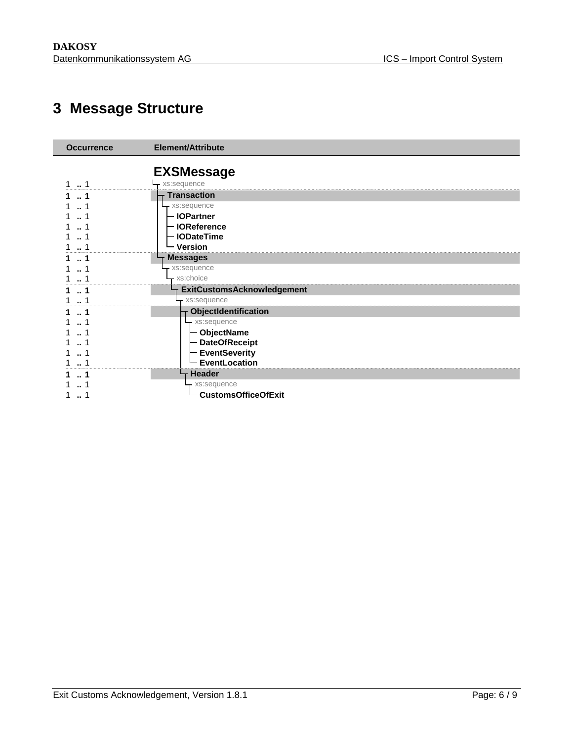# 3 Message Structure

| Occurrence | Element/Attribute |
|---|---|
| | **EXSMessage** |
| 1 .. 1 | xs:sequence |
| **1 .. 1** | **Transaction** |
| 1 .. 1 | xs:sequence |
| 1 .. 1 | **IOPartner** |
| 1 .. 1 | **IOReference** |
| 1 .. 1 | **IODateTime** |
| 1 .. 1 | **Version** |
| **1 .. 1** | **Messages** |
| 1 .. 1 | xs:sequence |
| 1 .. 1 | xs:choice |
| **1 .. 1** | **ExitCustomsAcknowledgement** |
| 1 .. 1 | xs:sequence |
| **1 .. 1** | **ObjectIdentification** |
| 1 .. 1 | xs:sequence |
| 1 .. 1 | **ObjectName** |
| 1 .. 1 | **DateOfReceipt** |
| 1 .. 1 | **EventSeverity** |
| 1 .. 1 | **EventLocation** |
| **1 .. 1** | **Header** |
| 1 .. 1 | xs:sequence |
| 1 .. 1 | **CustomsOfficeOfExit** |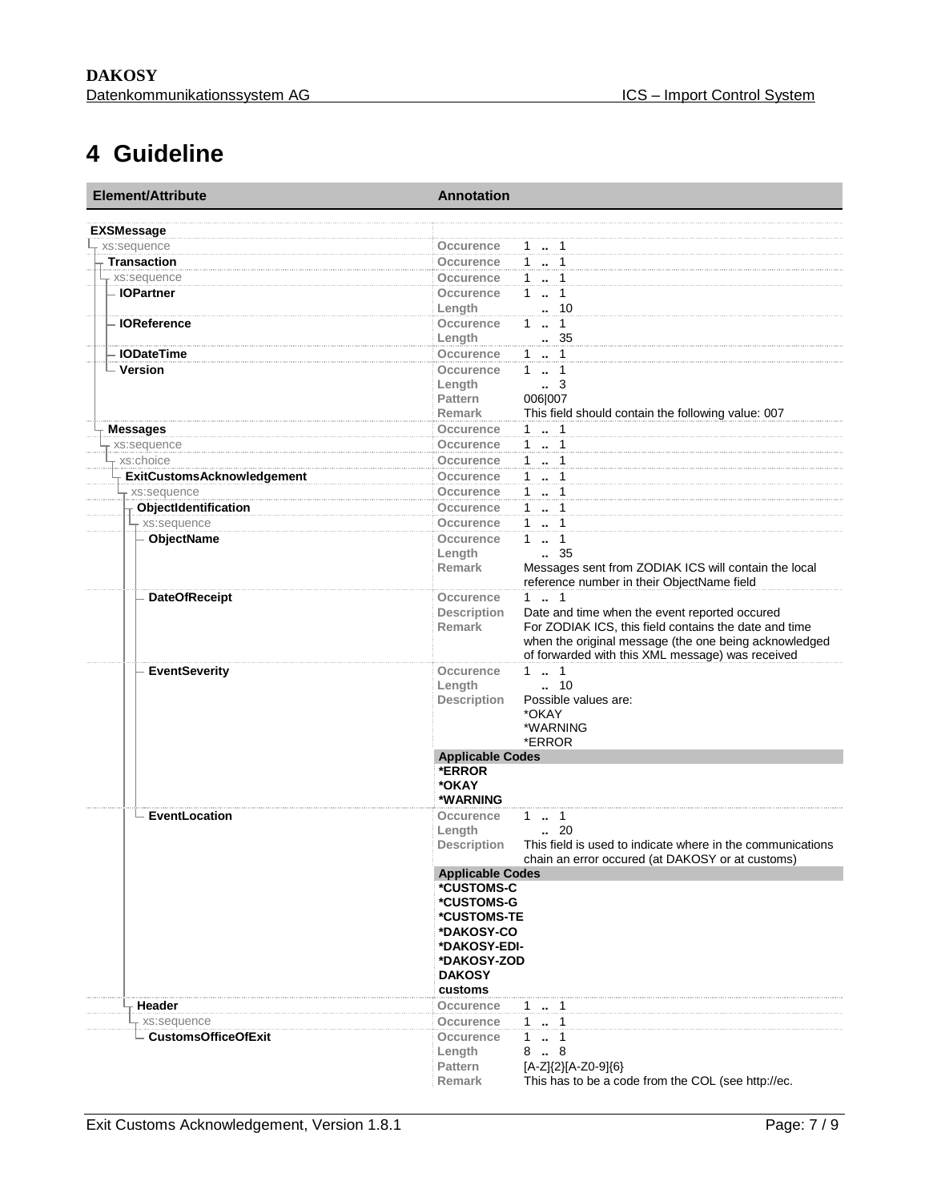# 4 Guideline

| Element/Attribute | Annotation | |
|---|---|---|
| **EXSMessage** | | |
| xs:sequence | Occurence | 1 .. 1 |
| **Transaction** | Occurence | 1 .. 1 |
| xs:sequence | Occurence | 1 .. 1 |
| **IOPartner** | Occurence | 1 .. 1 |
| | Length | .. 10 |
| **IOReference** | Occurence | 1 .. 1 |
| | Length | .. 35 |
| **IODateTime** | Occurence | 1 .. 1 |
| **Version** | Occurence | 1 .. 1 |
| | Length | .. 3 |
| | Pattern | 006\|007 |
| | Remark | This field should contain the following value: 007 |
| **Messages** | Occurence | 1 .. 1 |
| xs:sequence | Occurence | 1 .. 1 |
| xs:choice | Occurence | 1 .. 1 |
| **ExitCustomsAcknowledgement** | Occurence | 1 .. 1 |
| xs:sequence | Occurence | 1 .. 1 |
| **ObjectIdentification** | Occurence | 1 .. 1 |
| xs:sequence | Occurence | 1 .. 1 |
| **ObjectName** | Occurence | 1 .. 1 |
| | Length | .. 35 |
| | Remark | Messages sent from ZODIAK ICS will contain the local reference number in their ObjectName field |
| **DateOfReceipt** | Occurence | 1 .. 1 |
| | Description | Date and time when the event reported occured |
| | Remark | For ZODIAK ICS, this field contains the date and time when the original message (the one being acknowledged of forwarded with this XML message) was received |
| **EventSeverity** | Occurence | 1 .. 1 |
| | Length | .. 10 |
| | Description | Possible values are: *OKAY *WARNING *ERROR |
| | **Applicable Codes** | |
| | **\*ERROR** | |
| | **\*OKAY** | |
| | **\*WARNING** | |
| **EventLocation** | Occurence | 1 .. 1 |
| | Length | .. 20 |
| | Description | This field is used to indicate where in the communications chain an error occured (at DAKOSY or at customs) |
| | **Applicable Codes** | |
| | **\*CUSTOMS-C** | |
| | **\*CUSTOMS-G** | |
| | **\*CUSTOMS-TE** | |
| | **\*DAKOSY-CO** | |
| | **\*DAKOSY-EDI-** | |
| | **\*DAKOSY-ZOD** | |
| | **DAKOSY** | |
| | **customs** | |
| **Header** | Occurence | 1 .. 1 |
| xs:sequence | Occurence | 1 .. 1 |
| **CustomsOfficeOfExit** | Occurence | 1 .. 1 |
| | Length | 8 .. 8 |
| | Pattern | [A-Z]{2}[A-Z0-9]{6} |
| | Remark | This has to be a code from the COL (see http://ec. |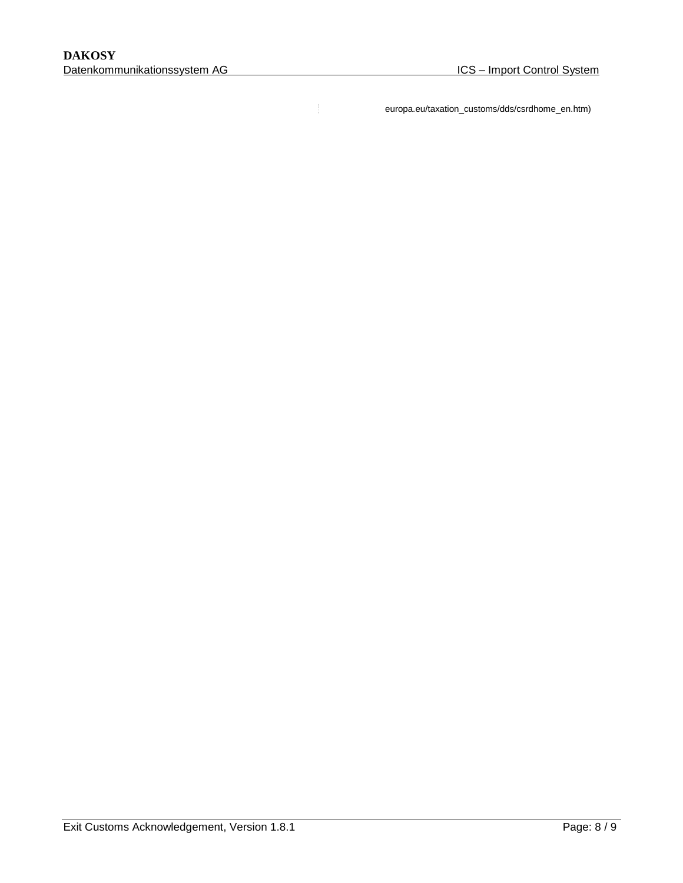europa.eu/taxation_customs/dds/csrdhome_en.htm)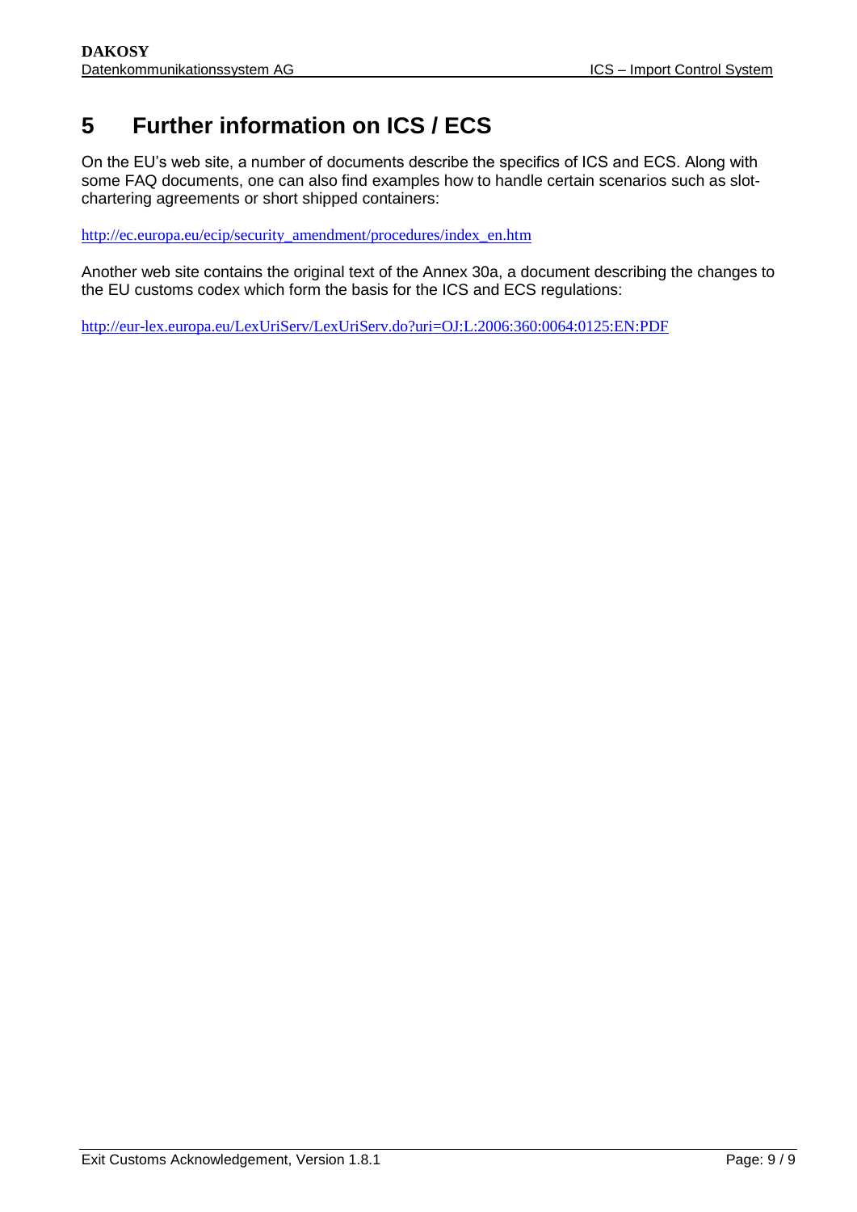# 5 Further information on ICS / ECS

On the EU's web site, a number of documents describe the specifics of ICS and ECS. Along with some FAQ documents, one can also find examples how to handle certain scenarios such as slot-chartering agreements or short shipped containers:

http://ec.europa.eu/ecip/security_amendment/procedures/index_en.htm

Another web site contains the original text of the Annex 30a, a document describing the changes to the EU customs codex which form the basis for the ICS and ECS regulations:

http://eur-lex.europa.eu/LexUriServ/LexUriServ.do?uri=OJ:L:2006:360:0064:0125:EN:PDF